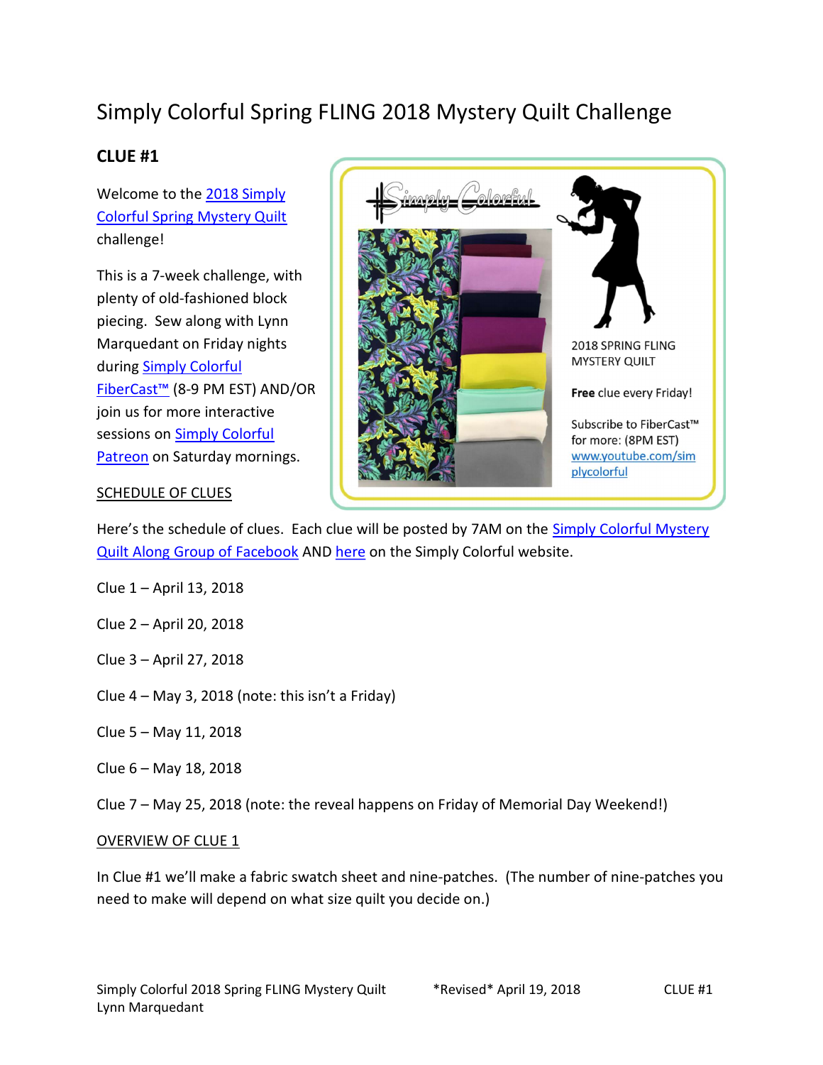# Simply Colorful Spring FLING 2018 Mystery Quilt Challenge

## CLUE #1

Welcome to the 2018 Simply Colorful Spring Mystery Quilt challenge!

This is a 7-week challenge, with plenty of old-fashioned block piecing. Sew along with Lynn Marquedant on Friday nights during Simply Colorful FiberCast™ (8-9 PM EST) AND/OR join us for more interactive sessions on Simply Colorful Patreon on Saturday mornings.

2018 SPRING FLING MYSTERY QUILT

**Free** clue every Friday!

Subscribe to FiberCast™ for more: (8PM EST) www.youtube.com/simplycolorful

### SCHEDULE OF CLUES

Here's the schedule of clues. Each clue will be posted by 7AM on the Simply Colorful Mystery Quilt Along Group of Facebook AND here on the Simply Colorful website.

Clue 1 – April 13, 2018

Clue 2 – April 20, 2018

Clue 3 – April 27, 2018

Clue 4 – May 3, 2018 (note: this isn't a Friday)

Clue 5 – May 11, 2018

Clue 6 – May 18, 2018

Clue 7 – May 25, 2018 (note: the reveal happens on Friday of Memorial Day Weekend!)

### OVERVIEW OF CLUE 1

In Clue #1 we'll make a fabric swatch sheet and nine-patches. (The number of nine-patches you need to make will depend on what size quilt you decide on.)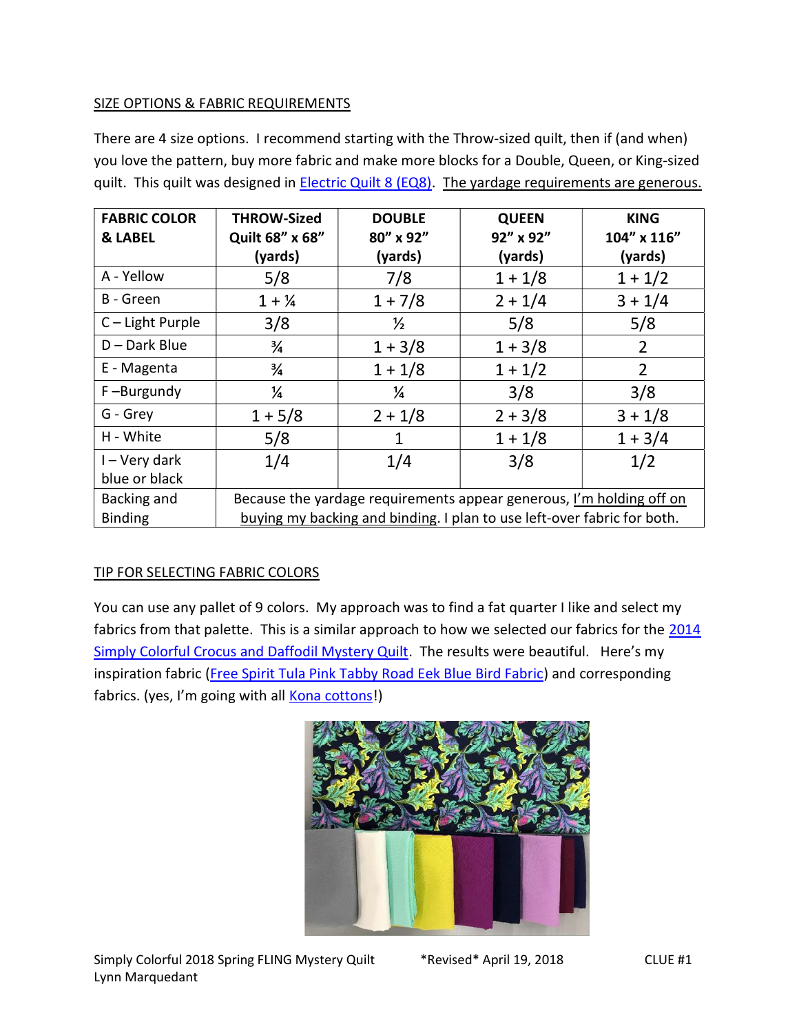## SIZE OPTIONS & FABRIC REQUIREMENTS

There are 4 size options. I recommend starting with the Throw-sized quilt, then if (and when) you love the pattern, buy more fabric and make more blocks for a Double, Queen, or King-sized quilt. This quilt was designed in Electric Quilt 8 (EQ8). The yardage requirements are generous.

| FABRIC COLOR & LABEL | THROW-Sized Quilt 68" x 68" (yards) | DOUBLE 80" x 92" (yards) | QUEEN 92" x 92" (yards) | KING 104" x 116" (yards) |
|---|---|---|---|---|
| A - Yellow | 5/8 | 7/8 | 1 + 1/8 | 1 + 1/2 |
| B - Green | 1 + ¼ | 1 + 7/8 | 2 + 1/4 | 3 + 1/4 |
| C – Light Purple | 3/8 | ½ | 5/8 | 5/8 |
| D – Dark Blue | ¾ | 1 + 3/8 | 1 + 3/8 | 2 |
| E - Magenta | ¾ | 1 + 1/8 | 1 + 1/2 | 2 |
| F –Burgundy | ¼ | ¼ | 3/8 | 3/8 |
| G - Grey | 1 + 5/8 | 2 + 1/8 | 2 + 3/8 | 3 + 1/8 |
| H - White | 5/8 | 1 | 1 + 1/8 | 1 + 3/4 |
| I – Very dark blue or black | 1/4 | 1/4 | 3/8 | 1/2 |
| Backing and Binding | Because the yardage requirements appear generous, I'm holding off on buying my backing and binding. I plan to use left-over fabric for both. | | | |

## TIP FOR SELECTING FABRIC COLORS

You can use any pallet of 9 colors. My approach was to find a fat quarter I like and select my fabrics from that palette. This is a similar approach to how we selected our fabrics for the 2014 Simply Colorful Crocus and Daffodil Mystery Quilt. The results were beautiful. Here's my inspiration fabric (Free Spirit Tula Pink Tabby Road Eek Blue Bird Fabric) and corresponding fabrics. (yes, I'm going with all Kona cottons!)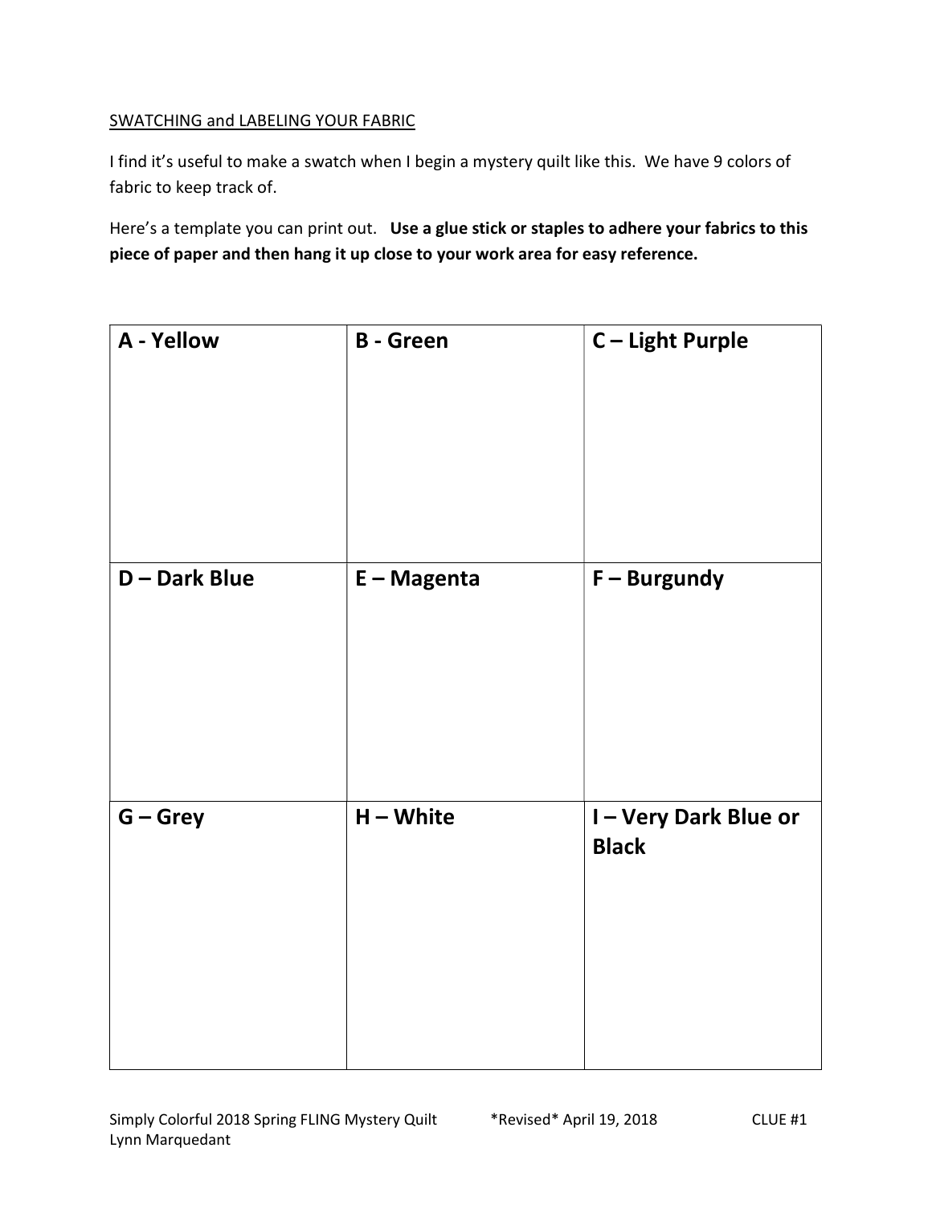SWATCHING and LABELING YOUR FABRIC

I find it's useful to make a swatch when I begin a mystery quilt like this. We have 9 colors of fabric to keep track of.

Here's a template you can print out. **Use a glue stick or staples to adhere your fabrics to this piece of paper and then hang it up close to your work area for easy reference.**

| **A - Yellow** | **B - Green** | **C – Light Purple** |
|---|---|---|
| **D – Dark Blue** | **E – Magenta** | **F – Burgundy** |
| **G – Grey** | **H – White** | **I – Very Dark Blue or Black** |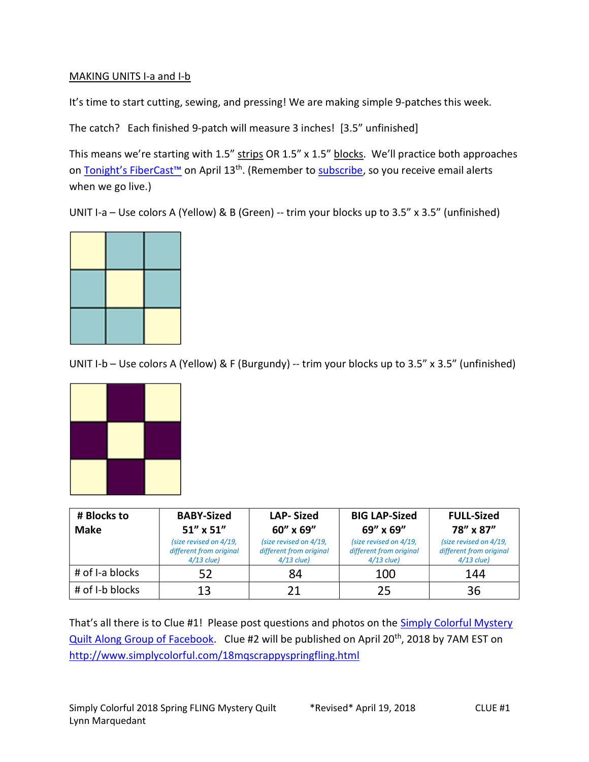MAKING UNITS I-a and I-b

It's time to start cutting, sewing, and pressing! We are making simple 9-patches this week.

The catch? Each finished 9-patch will measure 3 inches! [3.5" unfinished]

This means we're starting with 1.5" strips OR 1.5" x 1.5" blocks. We'll practice both approaches on Tonight's FiberCast™ on April 13th. (Remember to subscribe, so you receive email alerts when we go live.)

UNIT I-a – Use colors A (Yellow) & B (Green) -- trim your blocks up to 3.5" x 3.5" (unfinished)

UNIT I-b – Use colors A (Yellow) & F (Burgundy) -- trim your blocks up to 3.5" x 3.5" (unfinished)

| # Blocks to Make | BABY-Sized 51" x 51" *(size revised on 4/19, different from original 4/13 clue)* | LAP- Sized 60" x 69" *(size revised on 4/19, different from original 4/13 clue)* | BIG LAP-Sized 69" x 69" *(size revised on 4/19, different from original 4/13 clue)* | FULL-Sized 78" x 87" *(size revised on 4/19, different from original 4/13 clue)* |
|---|---|---|---|---|
| # of I-a blocks | 52 | 84 | 100 | 144 |
| # of I-b blocks | 13 | 21 | 25 | 36 |

That's all there is to Clue #1! Please post questions and photos on the Simply Colorful Mystery Quilt Along Group of Facebook. Clue #2 will be published on April 20th, 2018 by 7AM EST on http://www.simplycolorful.com/18mqscrappyspringfling.html

Simply Colorful 2018 Spring FLING Mystery Quilt *Revised* April 19, 2018 CLUE #1
Lynn Marquedant